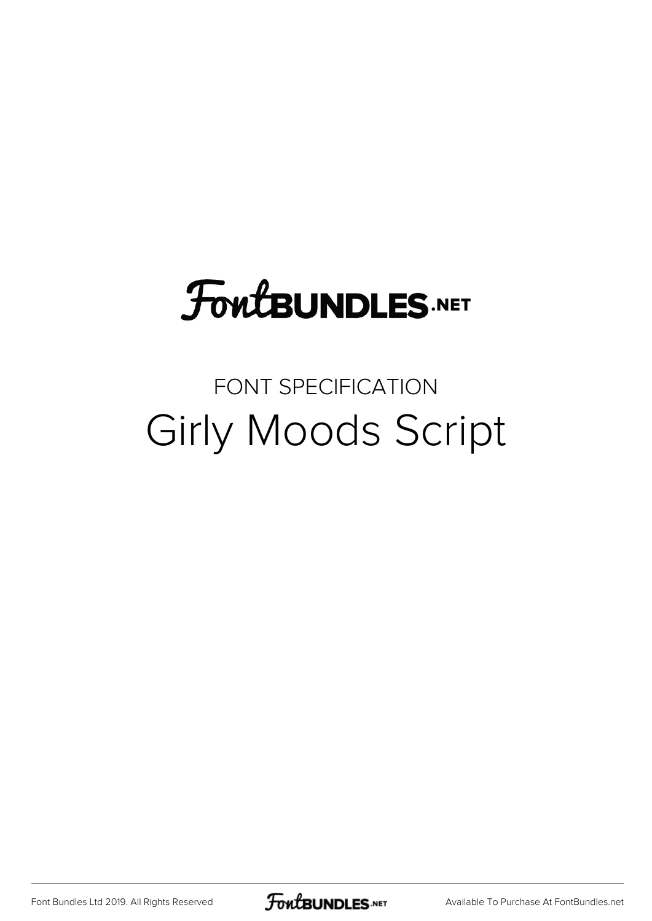# FontBUNDLES.NET

FONT SPECIFICATION

## Girly Moods Script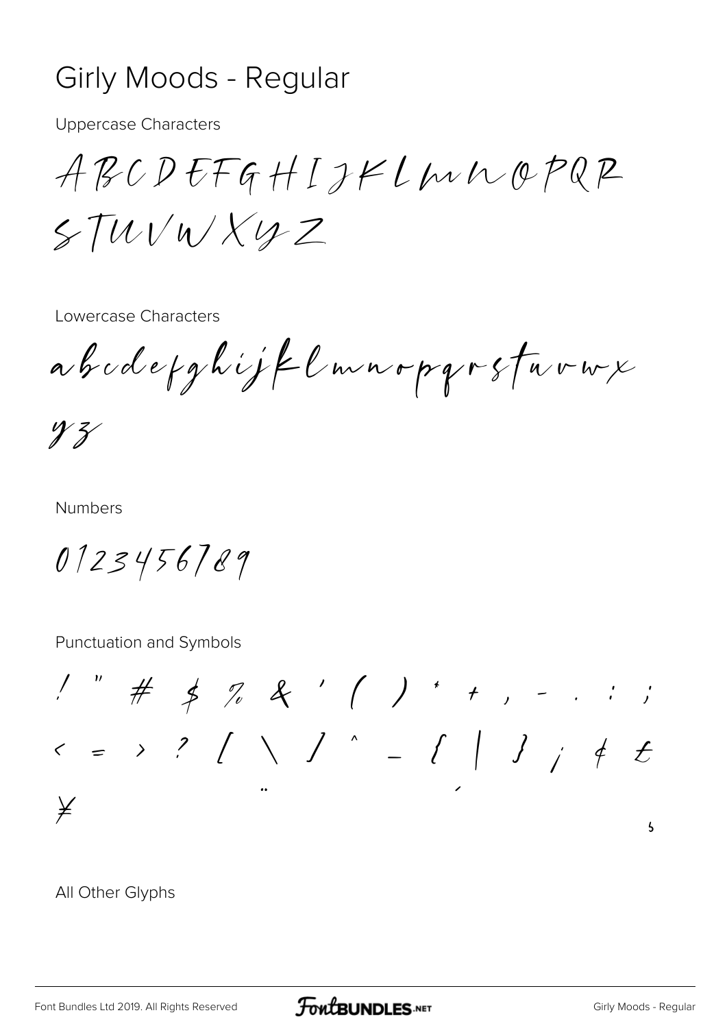# Girly Moods - Regular

Uppercase Characters

ABCDEFGHIJKLMNOPQR
STUVWXYZ

Lowercase Characters

abcdefghijklmnopqrstuvwx
yz

Numbers

0123456789

Punctuation and Symbols

! " # $ % & ' ( ) * + , - . : ;
< = > ? [ \ ] ^ _ { | } ¡ ¢ £
¥ ¨ ´ ¸

All Other Glyphs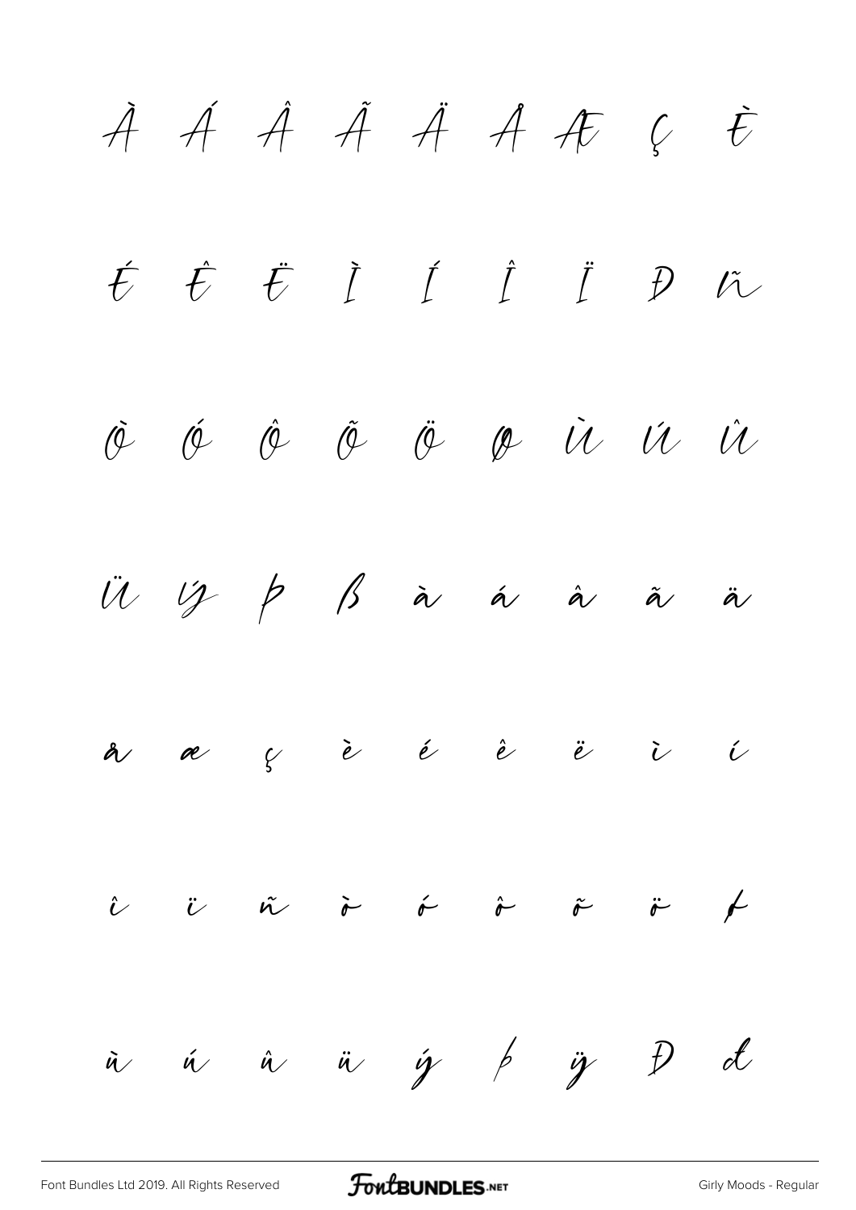À Á Â Ã Ä Å Æ Ç È

É Ê Ë Ì Í Î Ï Ð Ñ

Ò Ó Ô Õ Ö Ø Ù Ú Û

Ü Ý Þ ß à á â ã ä

å æ ç è é ê ë ì í

î ï ñ ò ó ô õ ö ø

ù ú û ü ý þ ÿ Đ đ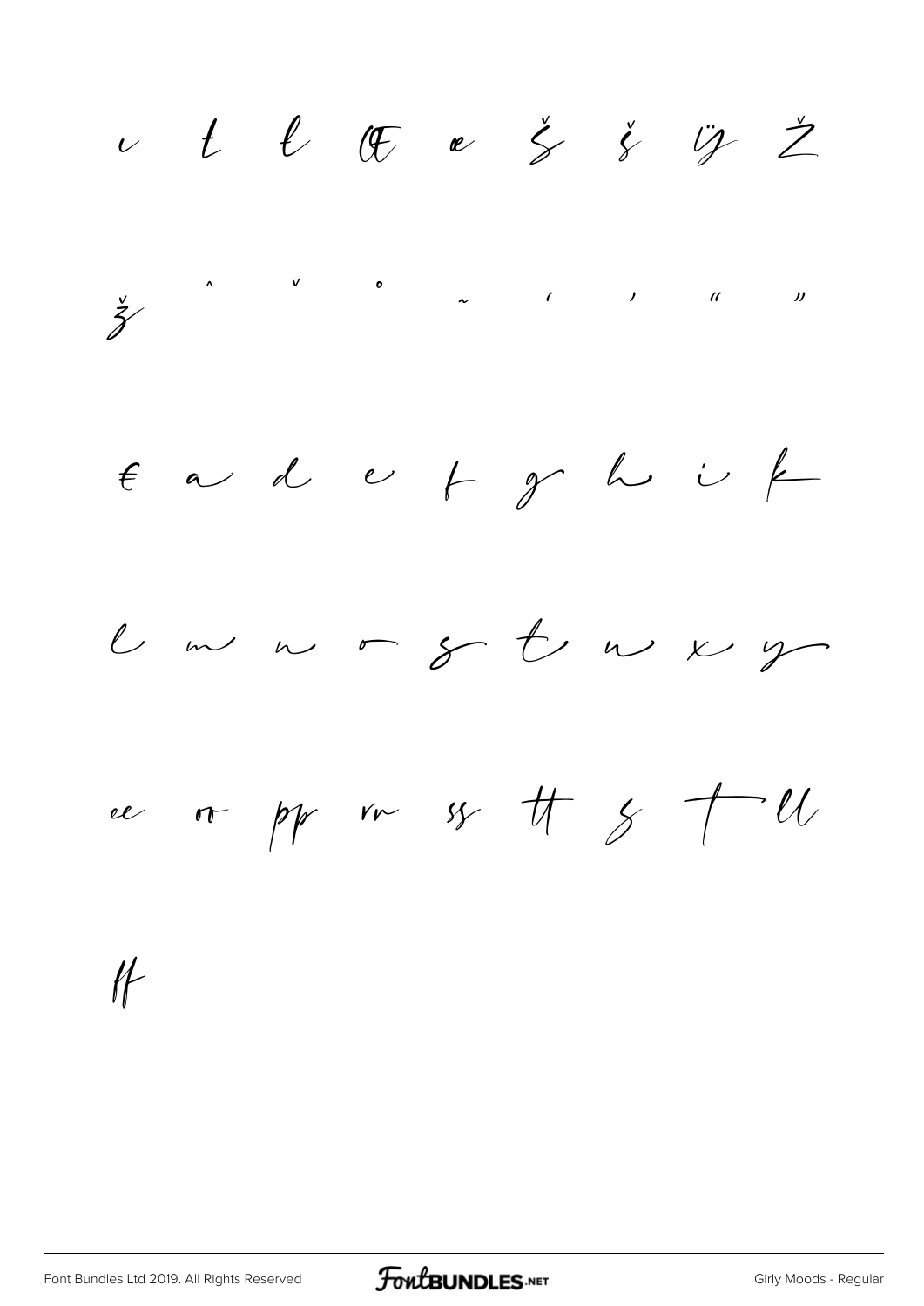ı ŧ ŀ Œ œ Š š Ÿ Ž

ž ˆ ˇ ˚ ˜ ‘ ’ “ ”

€ a d e f g h i k

l m n o s t u x y

ee oo pp rr ss tt s t ll

ff